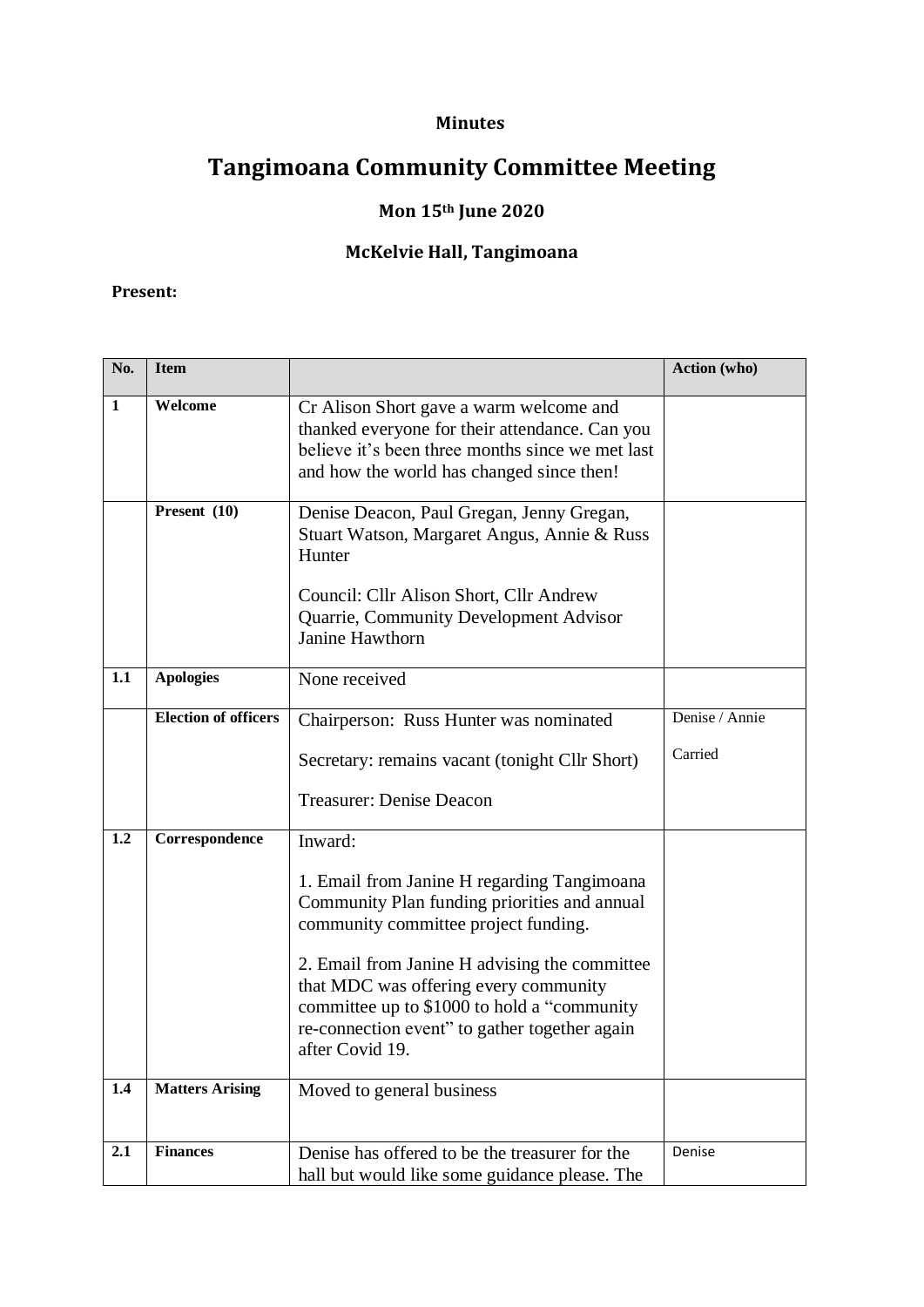**Minutes**

# Tangimoana Community Committee Meeting

## Mon 15th June 2020

## McKelvie Hall, Tangimoana

**Present:**

| No. | Item | | Action (who) |
|---|---|---|---|
| **1** | **Welcome** | Cr Alison Short gave a warm welcome and thanked everyone for their attendance. Can you believe it's been three months since we met last and how the world has changed since then! | |
| | **Present (10)** | Denise Deacon, Paul Gregan, Jenny Gregan, Stuart Watson, Margaret Angus, Annie & Russ Hunter<br><br>Council: Cllr Alison Short, Cllr Andrew Quarrie, Community Development Advisor Janine Hawthorn | |
| **1.1** | **Apologies** | None received | |
| | **Election of officers** | Chairperson: Russ Hunter was nominated<br><br>Secretary: remains vacant (tonight Cllr Short)<br><br>Treasurer: Denise Deacon | Denise / Annie<br><br>Carried |
| **1.2** | **Correspondence** | Inward:<br><br>1. Email from Janine H regarding Tangimoana Community Plan funding priorities and annual community committee project funding.<br><br>2. Email from Janine H advising the committee that MDC was offering every community committee up to $1000 to hold a "community re-connection event" to gather together again after Covid 19. | |
| **1.4** | **Matters Arising** | Moved to general business | |
| **2.1** | **Finances** | Denise has offered to be the treasurer for the hall but would like some guidance please. The | Denise |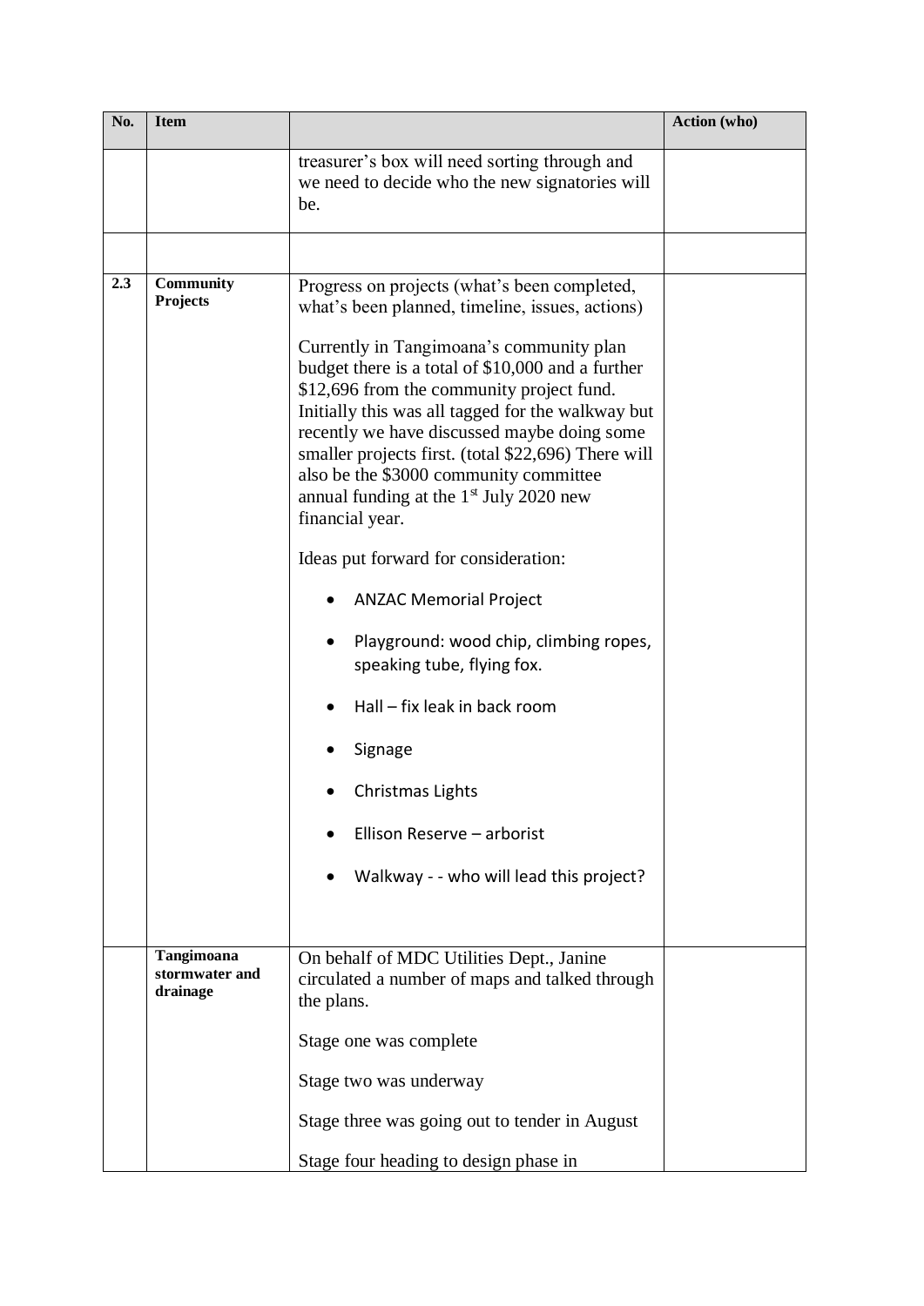| No. | Item | | Action (who) |
|---|---|---|---|
| | | treasurer's box will need sorting through and we need to decide who the new signatories will be. | |
| | | | |
| 2.3 | **Community Projects** | Progress on projects (what's been completed, what's been planned, timeline, issues, actions)<br><br>Currently in Tangimoana's community plan budget there is a total of $10,000 and a further $12,696 from the community project fund. Initially this was all tagged for the walkway but recently we have discussed maybe doing some smaller projects first. (total $22,696) There will also be the $3000 community committee annual funding at the 1st July 2020 new financial year.<br><br>Ideas put forward for consideration:<br><br>• ANZAC Memorial Project<br>• Playground: wood chip, climbing ropes, speaking tube, flying fox.<br>• Hall – fix leak in back room<br>• Signage<br>• Christmas Lights<br>• Ellison Reserve – arborist<br>• Walkway - - who will lead this project? | |
| | **Tangimoana stormwater and drainage** | On behalf of MDC Utilities Dept., Janine circulated a number of maps and talked through the plans.<br><br>Stage one was complete<br><br>Stage two was underway<br><br>Stage three was going out to tender in August<br><br>Stage four heading to design phase in | |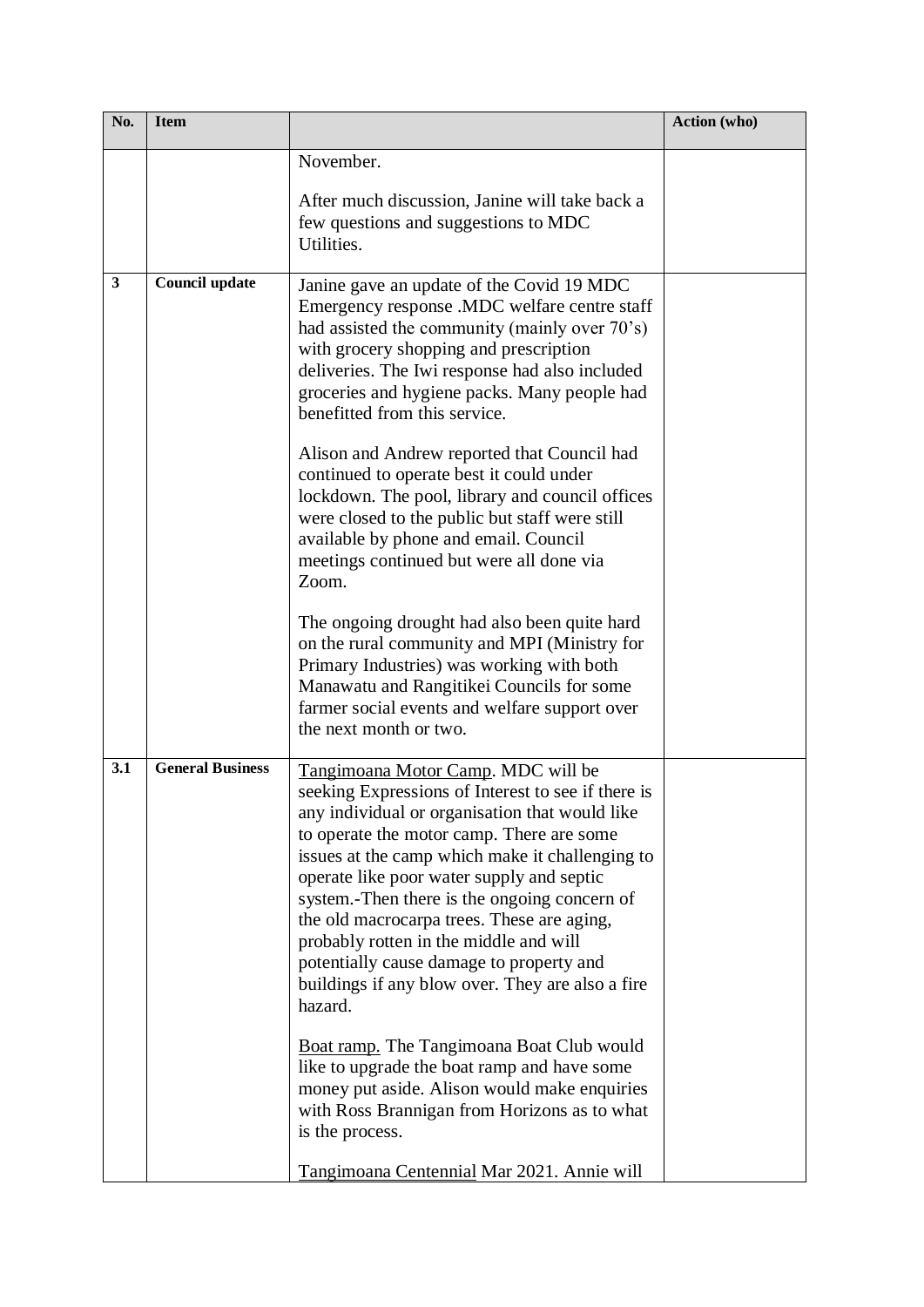| No. | Item | | Action (who) |
|---|---|---|---|
| | | November.<br><br>After much discussion, Janine will take back a few questions and suggestions to MDC Utilities. | |
| **3** | **Council update** | Janine gave an update of the Covid 19 MDC Emergency response .MDC welfare centre staff had assisted the community (mainly over 70's) with grocery shopping and prescription deliveries. The Iwi response had also included groceries and hygiene packs. Many people had benefitted from this service.<br><br>Alison and Andrew reported that Council had continued to operate best it could under lockdown. The pool, library and council offices were closed to the public but staff were still available by phone and email. Council meetings continued but were all done via Zoom.<br><br>The ongoing drought had also been quite hard on the rural community and MPI (Ministry for Primary Industries) was working with both Manawatu and Rangitikei Councils for some farmer social events and welfare support over the next month or two. | |
| **3.1** | **General Business** | <u>Tangimoana Motor Camp</u>. MDC will be seeking Expressions of Interest to see if there is any individual or organisation that would like to operate the motor camp. There are some issues at the camp which make it challenging to operate like poor water supply and septic system.-Then there is the ongoing concern of the old macrocarpa trees. These are aging, probably rotten in the middle and will potentially cause damage to property and buildings if any blow over. They are also a fire hazard.<br><br><u>Boat ramp.</u> The Tangimoana Boat Club would like to upgrade the boat ramp and have some money put aside. Alison would make enquiries with Ross Brannigan from Horizons as to what is the process.<br><br><u>Tangimoana Centennial</u> Mar 2021. Annie will | |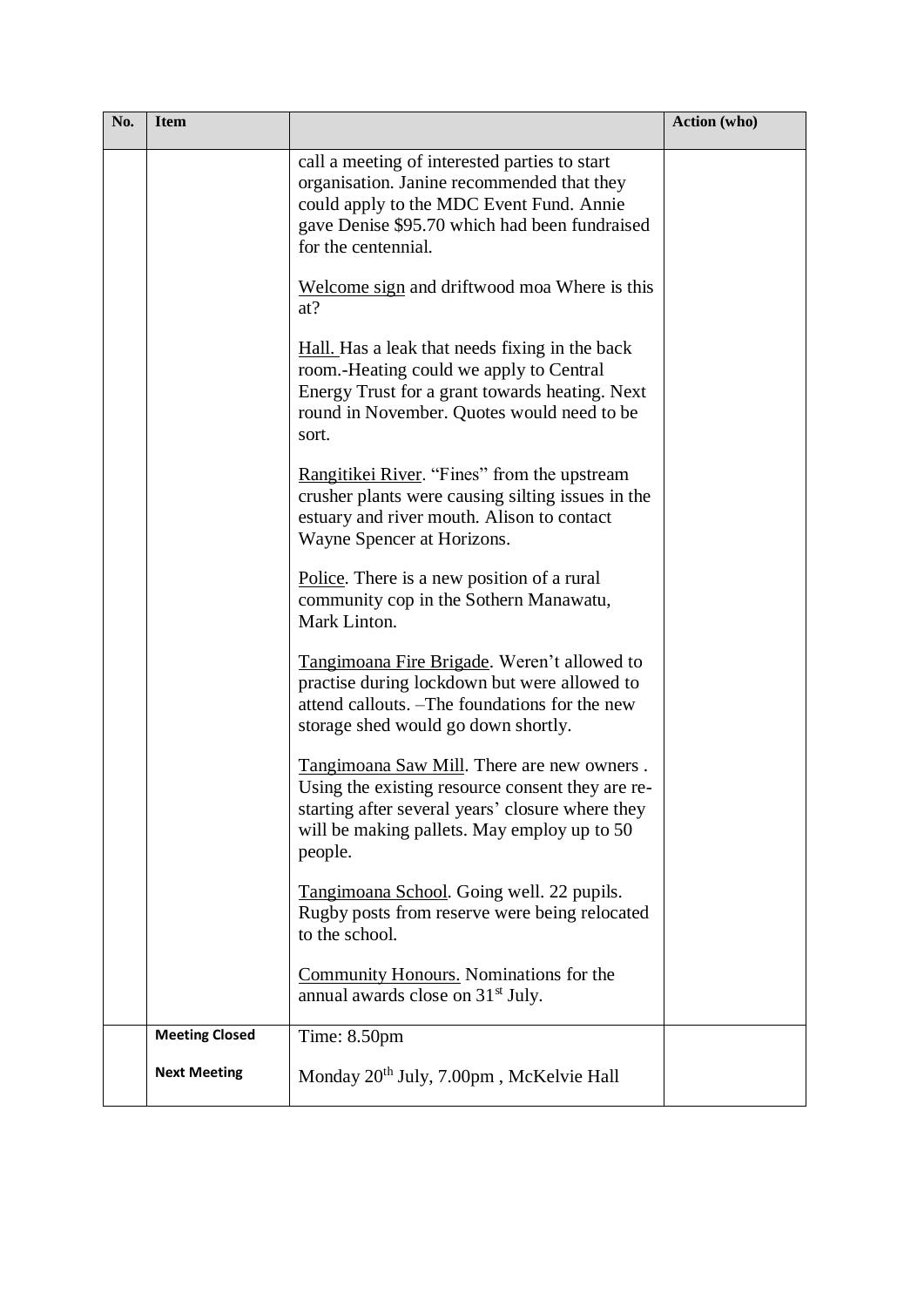| No. | Item | | Action (who) |
|---|---|---|---|
| | | call a meeting of interested parties to start organisation. Janine recommended that they could apply to the MDC Event Fund. Annie gave Denise $95.70 which had been fundraised for the centennial.<br><br><u>Welcome sign</u> and driftwood moa Where is this at?<br><br><u>Hall.</u> Has a leak that needs fixing in the back room.-Heating could we apply to Central Energy Trust for a grant towards heating. Next round in November. Quotes would need to be sort.<br><br><u>Rangitikei River</u>. "Fines" from the upstream crusher plants were causing silting issues in the estuary and river mouth. Alison to contact Wayne Spencer at Horizons.<br><br><u>Police</u>. There is a new position of a rural community cop in the Sothern Manawatu, Mark Linton.<br><br><u>Tangimoana Fire Brigade</u>. Weren't allowed to practise during lockdown but were allowed to attend callouts. –The foundations for the new storage shed would go down shortly.<br><br><u>Tangimoana Saw Mill</u>. There are new owners . Using the existing resource consent they are re-starting after several years' closure where they will be making pallets. May employ up to 50 people.<br><br><u>Tangimoana School</u>. Going well. 22 pupils. Rugby posts from reserve were being relocated to the school.<br><br><u>Community Honours.</u> Nominations for the annual awards close on 31st July. | |
| | **Meeting Closed**<br><br>**Next Meeting** | Time: 8.50pm<br><br>Monday 20th July, 7.00pm , McKelvie Hall | |